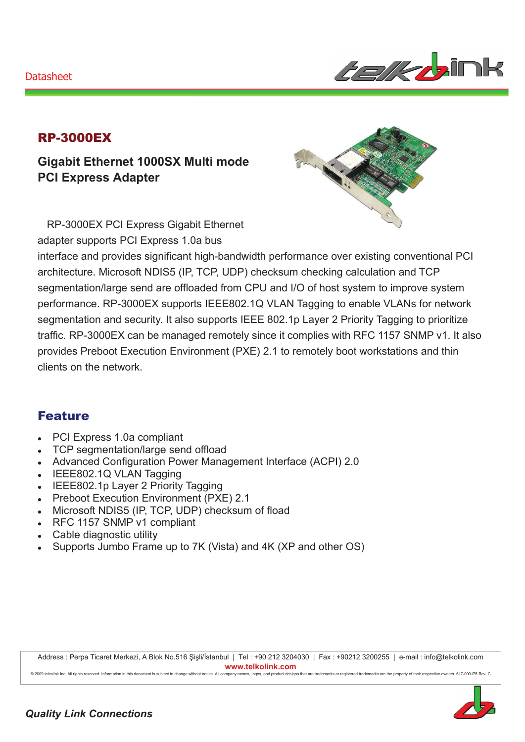Datasheet

## RP-3000EX

### Gigabit Ethernet 1000SX Multi mode PCI Express Adapter

RP-3000EX PCI Express Gigabit Ethernet adapter supports PCI Express 1.0a bus interface and provides significant high-bandwidth performance over existing conventional PCI architecture. Microsoft NDIS5 (IP, TCP, UDP) checksum checking calculation and TCP segmentation/large send are offloaded from CPU and I/O of host system to improve system performance. RP-3000EX supports IEEE802.1Q VLAN Tagging to enable VLANs for network segmentation and security. It also supports IEEE 802.1p Layer 2 Priority Tagging to prioritize traffic. RP-3000EX can be managed remotely since it complies with RFC 1157 SNMP v1. It also provides Preboot Execution Environment (PXE) 2.1 to remotely boot workstations and thin clients on the network.

## Feature

- PCI Express 1.0a compliant
- TCP segmentation/large send offload
- Advanced Configuration Power Management Interface (ACPI) 2.0
- IEEE802.1Q VLAN Tagging
- IEEE802.1p Layer 2 Priority Tagging
- Preboot Execution Environment (PXE) 2.1
- Microsoft NDIS5 (IP, TCP, UDP) checksum of flood
- RFC 1157 SNMP v1 compliant
- Cable diagnostic utility
- Supports Jumbo Frame up to 7K (Vista) and 4K (XP and other OS)

Address : Perpa Ticaret Merkezi, A Blok No.516 Şişli/İstanbul | Tel : +90 212 3204030 | Fax : +90212 3200255 | e-mail : info@telkolink.com
**www.telkolink.com**
© 2009 telcolink Inc. All rights reserved. Information in this document is subject to change without notice. All company names, logos, and product designs that are trademarks or registered trademarks are the property of their respective owners. 617-000175 Rev. C

*Quality Link Connections*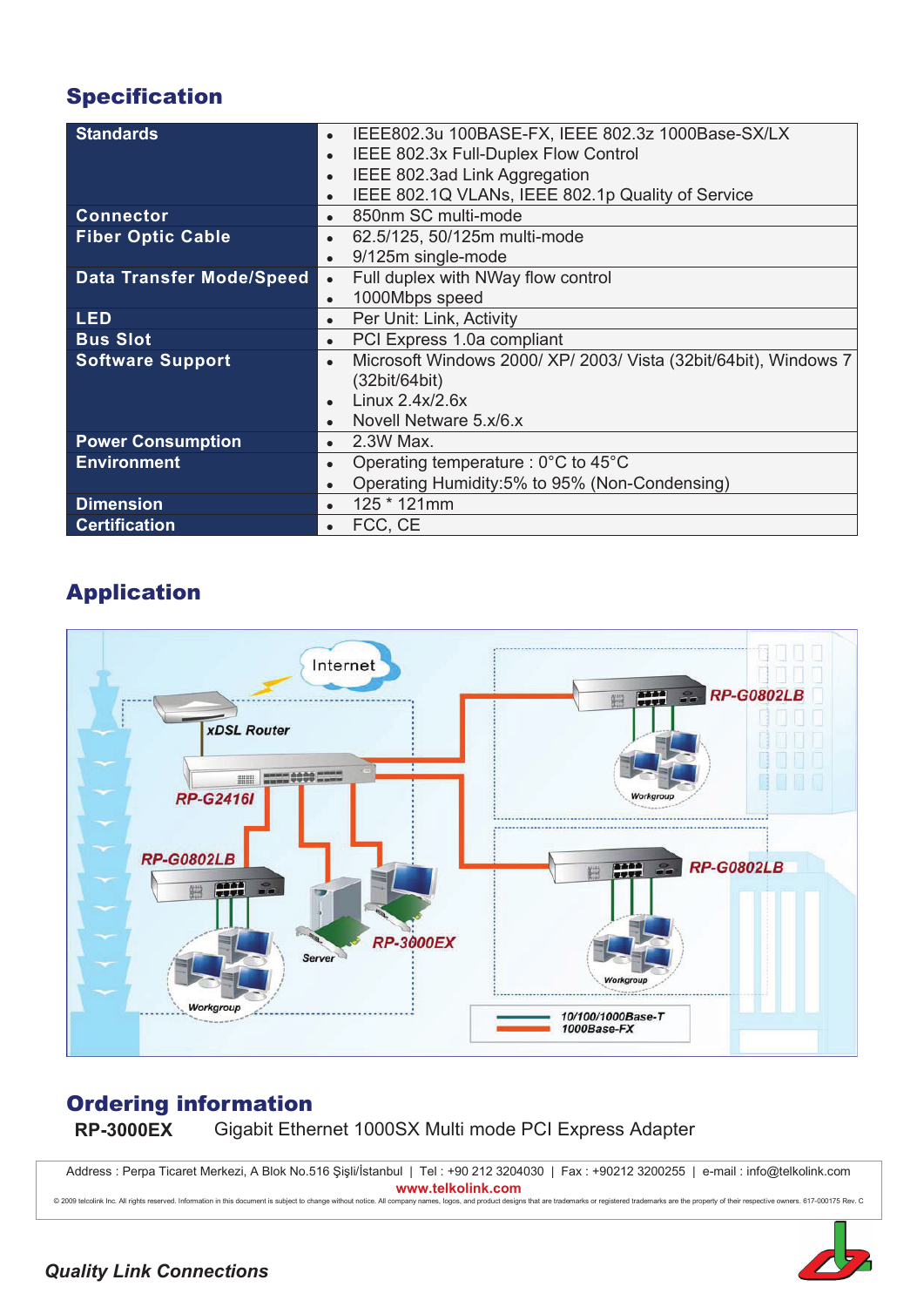## Specification

| | |
|---|---|
| **Standards** | • IEEE802.3u 100BASE-FX, IEEE 802.3z 1000Base-SX/LX<br>• IEEE 802.3x Full-Duplex Flow Control<br>• IEEE 802.3ad Link Aggregation<br>• IEEE 802.1Q VLANs, IEEE 802.1p Quality of Service |
| **Connector** | • 850nm SC multi-mode |
| **Fiber Optic Cable** | • 62.5/125, 50/125m multi-mode<br>• 9/125m single-mode |
| **Data Transfer Mode/Speed** | • Full duplex with NWay flow control<br>• 1000Mbps speed |
| **LED** | • Per Unit: Link, Activity |
| **Bus Slot** | • PCI Express 1.0a compliant |
| **Software Support** | • Microsoft Windows 2000/ XP/ 2003/ Vista (32bit/64bit), Windows 7 (32bit/64bit)<br>• Linux 2.4x/2.6x<br>• Novell Netware 5.x/6.x |
| **Power Consumption** | • 2.3W Max. |
| **Environment** | • Operating temperature : 0°C to 45°C<br>• Operating Humidity:5% to 95% (Non-Condensing) |
| **Dimension** | • 125 * 121mm |
| **Certification** | • FCC, CE |

## Application

Internet

xDSL Router

RP-G2416I

RP-G0802LB

Workgroup

Server

RP-3000EX

RP-G0802LB

Workgroup

RP-G0802LB

Workgroup

10/100/1000Base-T

1000Base-FX

## Ordering information

**RP-3000EX** Gigabit Ethernet 1000SX Multi mode PCI Express Adapter

Address : Perpa Ticaret Merkezi, A Blok No.516 Şişli/İstanbul | Tel : +90 212 3204030 | Fax : +90212 3200255 | e-mail : info@telkolink.com

www.telkolink.com

© 2009 telcolink Inc. All rights reserved. Information in this document is subject to change without notice. All company names, logos, and product designs that are trademarks or registered trademarks are the property of their respective owners. 617-000175 Rev. C

*Quality Link Connections*